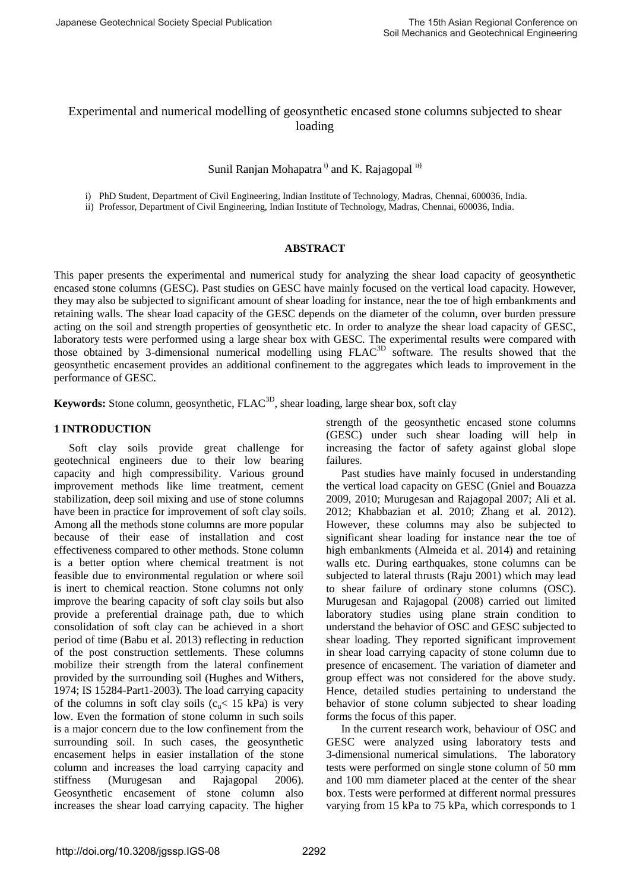# Experimental and numerical modelling of geosynthetic encased stone columns subjected to shear loading

Sunil Ranjan Mohapatra[i)] and K. Rajagopal[ii)]

i) PhD Student, Department of Civil Engineering, Indian Institute of Technology, Madras, Chennai, 600036, India.

ii) Professor, Department of Civil Engineering, Indian Institute of Technology, Madras, Chennai, 600036, India.

## ABSTRACT

This paper presents the experimental and numerical study for analyzing the shear load capacity of geosynthetic encased stone columns (GESC). Past studies on GESC have mainly focused on the vertical load capacity. However, they may also be subjected to significant amount of shear loading for instance, near the toe of high embankments and retaining walls. The shear load capacity of the GESC depends on the diameter of the column, over burden pressure acting on the soil and strength properties of geosynthetic etc. In order to analyze the shear load capacity of GESC, laboratory tests were performed using a large shear box with GESC. The experimental results were compared with those obtained by 3-dimensional numerical modelling using FLAC$^{3D}$ software. The results showed that the geosynthetic encasement provides an additional confinement to the aggregates which leads to improvement in the performance of GESC.

**Keywords:** Stone column, geosynthetic, FLAC$^{3D}$, shear loading, large shear box, soft clay

## 1 INTRODUCTION

Soft clay soils provide great challenge for geotechnical engineers due to their low bearing capacity and high compressibility. Various ground improvement methods like lime treatment, cement stabilization, deep soil mixing and use of stone columns have been in practice for improvement of soft clay soils. Among all the methods stone columns are more popular because of their ease of installation and cost effectiveness compared to other methods. Stone column is a better option where chemical treatment is not feasible due to environmental regulation or where soil is inert to chemical reaction. Stone columns not only improve the bearing capacity of soft clay soils but also provide a preferential drainage path, due to which consolidation of soft clay can be achieved in a short period of time (Babu et al. 2013) reflecting in reduction of the post construction settlements. These columns mobilize their strength from the lateral confinement provided by the surrounding soil (Hughes and Withers, 1974; IS 15284-Part1-2003). The load carrying capacity of the columns in soft clay soils ($c_u$< 15 kPa) is very low. Even the formation of stone column in such soils is a major concern due to the low confinement from the surrounding soil. In such cases, the geosynthetic encasement helps in easier installation of the stone column and increases the load carrying capacity and stiffness (Murugesan and Rajagopal 2006). Geosynthetic encasement of stone column also increases the shear load carrying capacity. The higher strength of the geosynthetic encased stone columns (GESC) under such shear loading will help in increasing the factor of safety against global slope failures.

Past studies have mainly focused in understanding the vertical load capacity on GESC (Gniel and Bouazza 2009, 2010; Murugesan and Rajagopal 2007; Ali et al. 2012; Khabbazian et al. 2010; Zhang et al. 2012). However, these columns may also be subjected to significant shear loading for instance near the toe of high embankments (Almeida et al. 2014) and retaining walls etc. During earthquakes, stone columns can be subjected to lateral thrusts (Raju 2001) which may lead to shear failure of ordinary stone columns (OSC). Murugesan and Rajagopal (2008) carried out limited laboratory studies using plane strain condition to understand the behavior of OSC and GESC subjected to shear loading. They reported significant improvement in shear load carrying capacity of stone column due to presence of encasement. The variation of diameter and group effect was not considered for the above study. Hence, detailed studies pertaining to understand the behavior of stone column subjected to shear loading forms the focus of this paper.

In the current research work, behaviour of OSC and GESC were analyzed using laboratory tests and 3-dimensional numerical simulations. The laboratory tests were performed on single stone column of 50 mm and 100 mm diameter placed at the center of the shear box. Tests were performed at different normal pressures varying from 15 kPa to 75 kPa, which corresponds to 1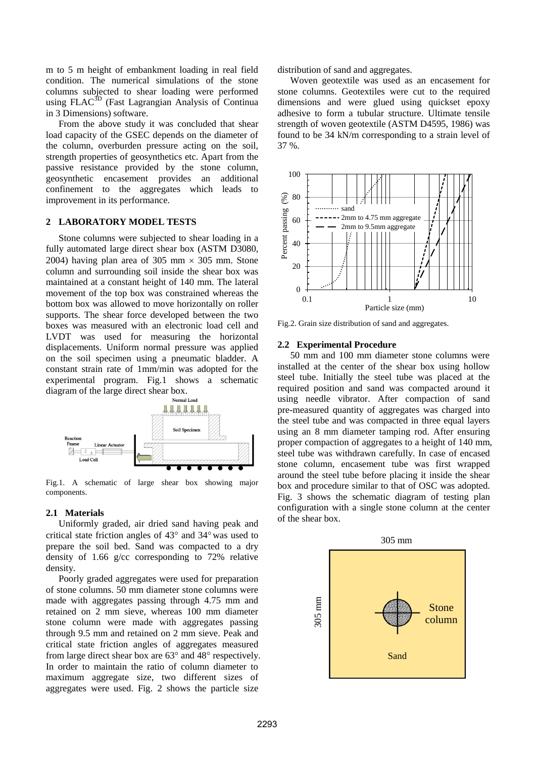m to 5 m height of embankment loading in real field condition. The numerical simulations of the stone columns subjected to shear loading were performed using FLAC$^{3D}$ (Fast Lagrangian Analysis of Continua in 3 Dimensions) software.

From the above study it was concluded that shear load capacity of the GSEC depends on the diameter of the column, overburden pressure acting on the soil, strength properties of geosynthetics etc. Apart from the passive resistance provided by the stone column, geosynthetic encasement provides an additional confinement to the aggregates which leads to improvement in its performance.

## 2 LABORATORY MODEL TESTS

Stone columns were subjected to shear loading in a fully automated large direct shear box (ASTM D3080, 2004) having plan area of 305 mm × 305 mm. Stone column and surrounding soil inside the shear box was maintained at a constant height of 140 mm. The lateral movement of the top box was constrained whereas the bottom box was allowed to move horizontally on roller supports. The shear force developed between the two boxes was measured with an electronic load cell and LVDT was used for measuring the horizontal displacements. Uniform normal pressure was applied on the soil specimen using a pneumatic bladder. A constant strain rate of 1mm/min was adopted for the experimental program. Fig.1 shows a schematic diagram of the large direct shear box.

Fig.1. A schematic of large shear box showing major components.

### 2.1 Materials

Uniformly graded, air dried sand having peak and critical state friction angles of 43° and 34° was used to prepare the soil bed. Sand was compacted to a dry density of 1.66 g/cc corresponding to 72% relative density.

Poorly graded aggregates were used for preparation of stone columns. 50 mm diameter stone columns were made with aggregates passing through 4.75 mm and retained on 2 mm sieve, whereas 100 mm diameter stone column were made with aggregates passing through 9.5 mm and retained on 2 mm sieve. Peak and critical state friction angles of aggregates measured from large direct shear box are 63° and 48° respectively. In order to maintain the ratio of column diameter to maximum aggregate size, two different sizes of aggregates were used. Fig. 2 shows the particle size distribution of sand and aggregates.

Woven geotextile was used as an encasement for stone columns. Geotextiles were cut to the required dimensions and were glued using quickset epoxy adhesive to form a tubular structure. Ultimate tensile strength of woven geotextile (ASTM D4595, 1986) was found to be 34 kN/m corresponding to a strain level of 37 %.

Fig.2. Grain size distribution of sand and aggregates.

### 2.2 Experimental Procedure

50 mm and 100 mm diameter stone columns were installed at the center of the shear box using hollow steel tube. Initially the steel tube was placed at the required position and sand was compacted around it using needle vibrator. After compaction of sand pre-measured quantity of aggregates was charged into the steel tube and was compacted in three equal layers using an 8 mm diameter tamping rod. After ensuring proper compaction of aggregates to a height of 140 mm, steel tube was withdrawn carefully. In case of encased stone column, encasement tube was first wrapped around the steel tube before placing it inside the shear box and procedure similar to that of OSC was adopted. Fig. 3 shows the schematic diagram of testing plan configuration with a single stone column at the center of the shear box.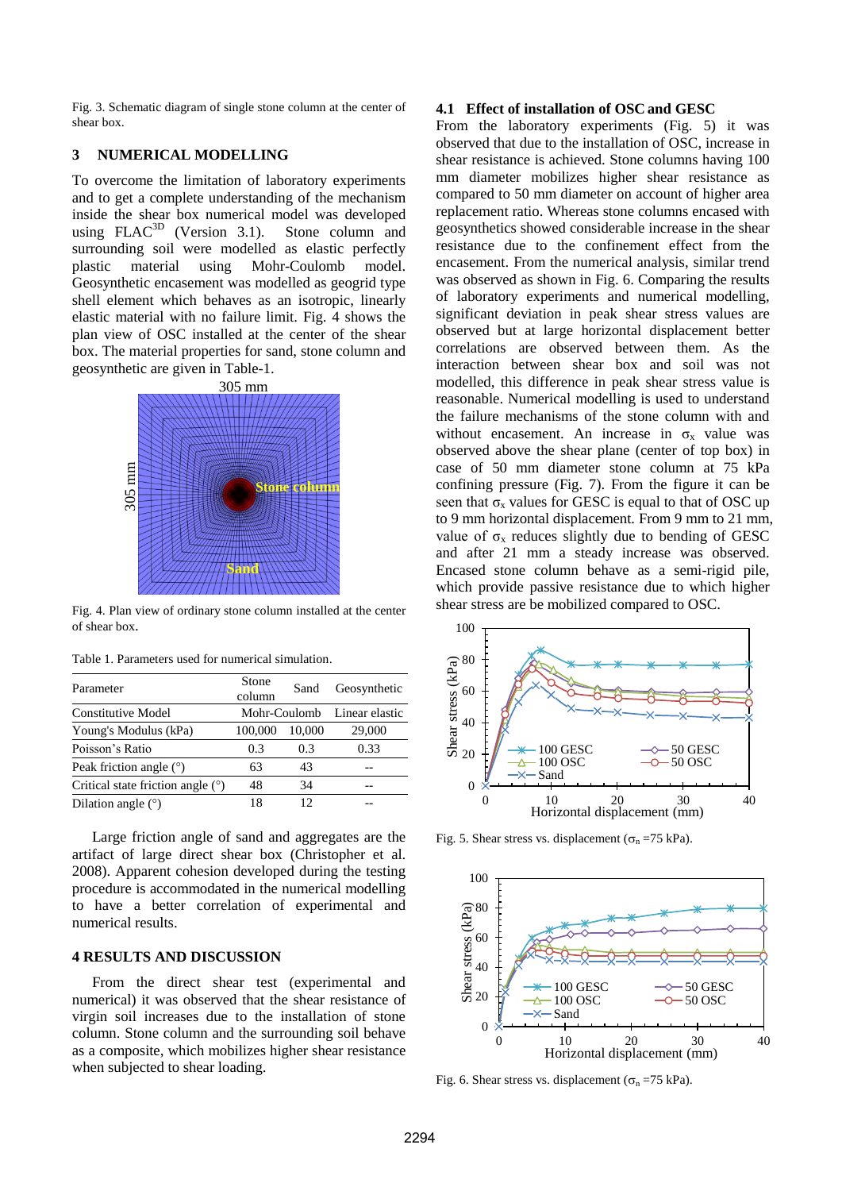Fig. 3. Schematic diagram of single stone column at the center of shear box.

## 3 NUMERICAL MODELLING

To overcome the limitation of laboratory experiments and to get a complete understanding of the mechanism inside the shear box numerical model was developed using FLAC$^{3D}$ (Version 3.1). Stone column and surrounding soil were modelled as elastic perfectly plastic material using Mohr-Coulomb model. Geosynthetic encasement was modelled as geogrid type shell element which behaves as an isotropic, linearly elastic material with no failure limit. Fig. 4 shows the plan view of OSC installed at the center of the shear box. The material properties for sand, stone column and geosynthetic are given in Table-1.

Fig. 4. Plan view of ordinary stone column installed at the center of shear box.

Table 1. Parameters used for numerical simulation.

| Parameter | Stone column | Sand | Geosynthetic |
|---|---|---|---|
| Constitutive Model | Mohr-Coulomb | | Linear elastic |
| Young's Modulus (kPa) | 100,000 | 10,000 | 29,000 |
| Poisson's Ratio | 0.3 | 0.3 | 0.33 |
| Peak friction angle (°) | 63 | 43 | -- |
| Critical state friction angle (°) | 48 | 34 | -- |
| Dilation angle (°) | 18 | 12 | -- |

Large friction angle of sand and aggregates are the artifact of large direct shear box (Christopher et al. 2008). Apparent cohesion developed during the testing procedure is accommodated in the numerical modelling to have a better correlation of experimental and numerical results.

## 4 RESULTS AND DISCUSSION

From the direct shear test (experimental and numerical) it was observed that the shear resistance of virgin soil increases due to the installation of stone column. Stone column and the surrounding soil behave as a composite, which mobilizes higher shear resistance when subjected to shear loading.

### 4.1 Effect of installation of OSC and GESC

From the laboratory experiments (Fig. 5) it was observed that due to the installation of OSC, increase in shear resistance is achieved. Stone columns having 100 mm diameter mobilizes higher shear resistance as compared to 50 mm diameter on account of higher area replacement ratio. Whereas stone columns encased with geosynthetics showed considerable increase in the shear resistance due to the confinement effect from the encasement. From the numerical analysis, similar trend was observed as shown in Fig. 6. Comparing the results of laboratory experiments and numerical modelling, significant deviation in peak shear stress values are observed but at large horizontal displacement better correlations are observed between them. As the interaction between shear box and soil was not modelled, this difference in peak shear stress value is reasonable. Numerical modelling is used to understand the failure mechanisms of the stone column with and without encasement. An increase in $\sigma_x$ value was observed above the shear plane (center of top box) in case of 50 mm diameter stone column at 75 kPa confining pressure (Fig. 7). From the figure it can be seen that $\sigma_x$ values for GESC is equal to that of OSC up to 9 mm horizontal displacement. From 9 mm to 21 mm, value of $\sigma_x$ reduces slightly due to bending of GESC and after 21 mm a steady increase was observed. Encased stone column behave as a semi-rigid pile, which provide passive resistance due to which higher shear stress are be mobilized compared to OSC.

Fig. 5. Shear stress vs. displacement ($\sigma_n$ =75 kPa).

Fig. 6. Shear stress vs. displacement ($\sigma_n$ =75 kPa).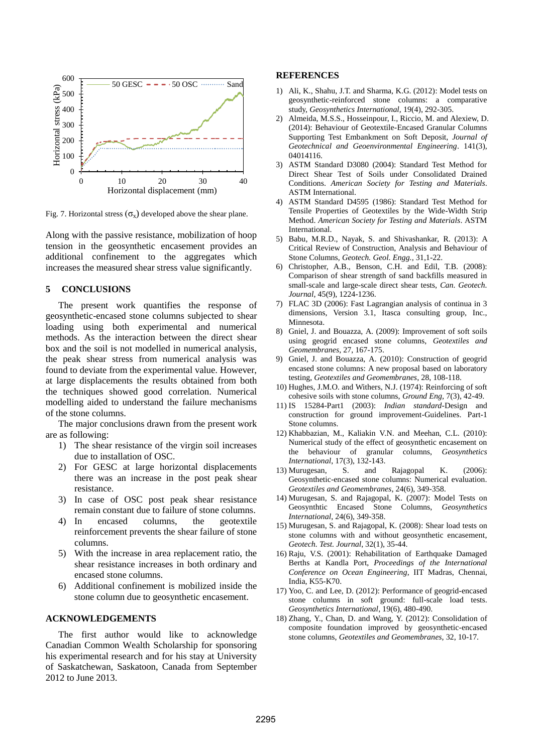600
500
400
300
200
100
0
Horizontal stress (kPa)
0
10
20
30
40
Horizontal displacement (mm)
50 GESC
50 OSC
Sand

Fig. 7. Horizontal stress ($\sigma_x$) developed above the shear plane.

Along with the passive resistance, mobilization of hoop tension in the geosynthetic encasement provides an additional confinement to the aggregates which increases the measured shear stress value significantly.

## 5 CONCLUSIONS

The present work quantifies the response of geosynthetic-encased stone columns subjected to shear loading using both experimental and numerical methods. As the interaction between the direct shear box and the soil is not modelled in numerical analysis, the peak shear stress from numerical analysis was found to deviate from the experimental value. However, at large displacements the results obtained from both the techniques showed good correlation. Numerical modelling aided to understand the failure mechanisms of the stone columns.

The major conclusions drawn from the present work are as following:

1) The shear resistance of the virgin soil increases due to installation of OSC.
2) For GESC at large horizontal displacements there was an increase in the post peak shear resistance.
3) In case of OSC post peak shear resistance remain constant due to failure of stone columns.
4) In encased columns, the geotextile reinforcement prevents the shear failure of stone columns.
5) With the increase in area replacement ratio, the shear resistance increases in both ordinary and encased stone columns.
6) Additional confinement is mobilized inside the stone column due to geosynthetic encasement.

## ACKNOWLEDGEMENTS

The first author would like to acknowledge Canadian Common Wealth Scholarship for sponsoring his experimental research and for his stay at University of Saskatchewan, Saskatoon, Canada from September 2012 to June 2013.

## REFERENCES

1) Ali, K., Shahu, J.T. and Sharma, K.G. (2012): Model tests on geosynthetic-reinforced stone columns: a comparative study, *Geosynthetics International*, 19(4), 292-305.
2) Almeida, M.S.S., Hosseinpour, I., Riccio, M. and Alexiew, D. (2014): Behaviour of Geotextile-Encased Granular Columns Supporting Test Embankment on Soft Deposit, *Journal of Geotechnical and Geoenvironmental Engineering*. 141(3), 04014116.
3) ASTM Standard D3080 (2004): Standard Test Method for Direct Shear Test of Soils under Consolidated Drained Conditions. *American Society for Testing and Materials*. ASTM International.
4) ASTM Standard D4595 (1986): Standard Test Method for Tensile Properties of Geotextiles by the Wide-Width Strip Method. *American Society for Testing and Materials*. ASTM International.
5) Babu, M.R.D., Nayak, S. and Shivashankar, R. (2013): A Critical Review of Construction, Analysis and Behaviour of Stone Columns, *Geotech. Geol. Engg.*, 31,1-22.
6) Christopher, A.B., Benson, C.H. and Edil, T.B. (2008): Comparison of shear strength of sand backfills measured in small-scale and large-scale direct shear tests, *Can. Geotech. Journal*, 45(9), 1224-1236.
7) FLAC 3D (2006): Fast Lagrangian analysis of continua in 3 dimensions, Version 3.1, Itasca consulting group, Inc., Minnesota.
8) Gniel, J. and Bouazza, A. (2009): Improvement of soft soils using geogrid encased stone columns, *Geotextiles and Geomembranes*, 27, 167-175.
9) Gniel, J. and Bouazza, A. (2010): Construction of geogrid encased stone columns: A new proposal based on laboratory testing, *Geotextiles and Geomembranes*, 28, 108-118.
10) Hughes, J.M.O. and Withers, N.J. (1974): Reinforcing of soft cohesive soils with stone columns, *Ground Eng*, 7(3), 42-49.
11) IS 15284-Part1 (2003): *Indian standard*-Design and construction for ground improvement-Guidelines. Part-1 Stone columns.
12) Khabbazian, M., Kaliakin V.N. and Meehan, C.L. (2010): Numerical study of the effect of geosynthetic encasement on the behaviour of granular columns, *Geosynthetics International*, 17(3), 132-143.
13) Murugesan, S. and Rajagopal K. (2006): Geosynthetic-encased stone columns: Numerical evaluation. *Geotextiles and Geomembranes*, 24(6), 349-358.
14) Murugesan, S. and Rajagopal, K. (2007): Model Tests on Geosynthtic Encased Stone Columns, *Geosynthetics International*, 24(6), 349-358.
15) Murugesan, S. and Rajagopal, K. (2008): Shear load tests on stone columns with and without geosynthetic encasement, *Geotech. Test. Journal*, 32(1), 35-44.
16) Raju, V.S. (2001): Rehabilitation of Earthquake Damaged Berths at Kandla Port, *Proceedings of the International Conference on Ocean Engineering*, IIT Madras, Chennai, India, K55-K70.
17) Yoo, C. and Lee, D. (2012): Performance of geogrid-encased stone columns in soft ground: full-scale load tests. *Geosynthetics International*, 19(6), 480-490.
18) Zhang, Y., Chan, D. and Wang, Y. (2012): Consolidation of composite foundation improved by geosynthetic-encased stone columns, *Geotextiles and Geomembranes*, 32, 10-17.